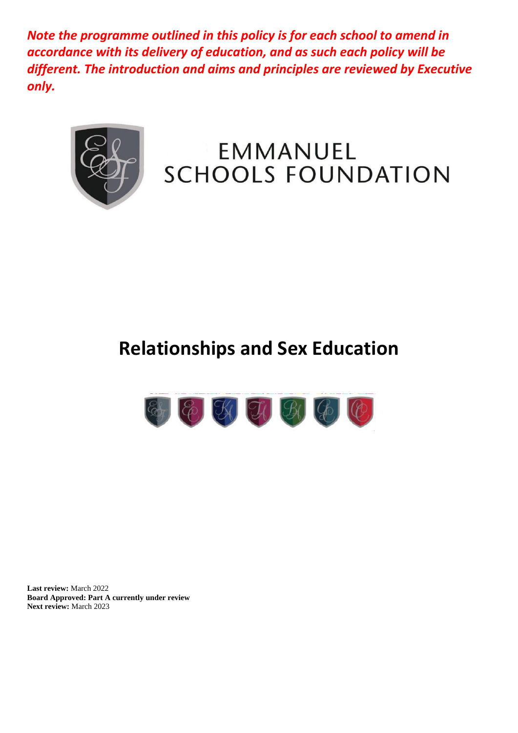***Note the programme outlined in this policy is for each school to amend in accordance with its delivery of education, and as such each policy will be different. The introduction and aims and principles are reviewed by Executive only.***

EMMANUEL SCHOOLS FOUNDATION

# Relationships and Sex Education

**Last review:** March 2022
**Board Approved: Part A currently under review**
**Next review:** March 2023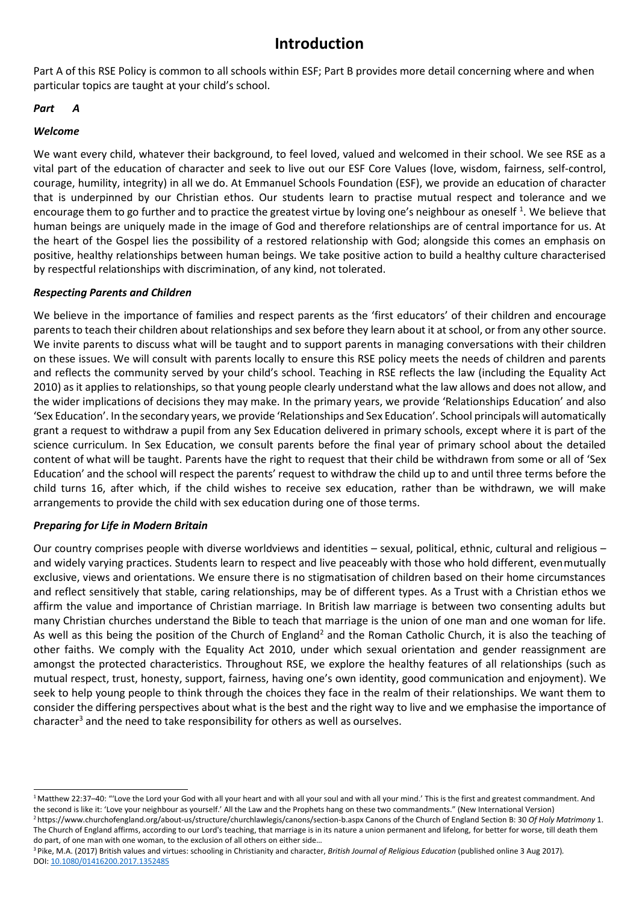# Introduction

Part A of this RSE Policy is common to all schools within ESF; Part B provides more detail concerning where and when particular topics are taught at your child's school.

***Part A***

***Welcome***

We want every child, whatever their background, to feel loved, valued and welcomed in their school. We see RSE as a vital part of the education of character and seek to live out our ESF Core Values (love, wisdom, fairness, self-control, courage, humility, integrity) in all we do. At Emmanuel Schools Foundation (ESF), we provide an education of character that is underpinned by our Christian ethos. Our students learn to practise mutual respect and tolerance and we encourage them to go further and to practice the greatest virtue by loving one's neighbour as oneself [1]. We believe that human beings are uniquely made in the image of God and therefore relationships are of central importance for us. At the heart of the Gospel lies the possibility of a restored relationship with God; alongside this comes an emphasis on positive, healthy relationships between human beings. We take positive action to build a healthy culture characterised by respectful relationships with discrimination, of any kind, not tolerated.

***Respecting Parents and Children***

We believe in the importance of families and respect parents as the 'first educators' of their children and encourage parents to teach their children about relationships and sex before they learn about it at school, or from any other source. We invite parents to discuss what will be taught and to support parents in managing conversations with their children on these issues. We will consult with parents locally to ensure this RSE policy meets the needs of children and parents and reflects the community served by your child's school. Teaching in RSE reflects the law (including the Equality Act 2010) as it applies to relationships, so that young people clearly understand what the law allows and does not allow, and the wider implications of decisions they may make. In the primary years, we provide 'Relationships Education' and also 'Sex Education'. In the secondary years, we provide 'Relationships and Sex Education'. School principals will automatically grant a request to withdraw a pupil from any Sex Education delivered in primary schools, except where it is part of the science curriculum. In Sex Education, we consult parents before the final year of primary school about the detailed content of what will be taught. Parents have the right to request that their child be withdrawn from some or all of 'Sex Education' and the school will respect the parents' request to withdraw the child up to and until three terms before the child turns 16, after which, if the child wishes to receive sex education, rather than be withdrawn, we will make arrangements to provide the child with sex education during one of those terms.

***Preparing for Life in Modern Britain***

Our country comprises people with diverse worldviews and identities – sexual, political, ethnic, cultural and religious – and widely varying practices. Students learn to respect and live peaceably with those who hold different, even mutually exclusive, views and orientations. We ensure there is no stigmatisation of children based on their home circumstances and reflect sensitively that stable, caring relationships, may be of different types. As a Trust with a Christian ethos we affirm the value and importance of Christian marriage. In British law marriage is between two consenting adults but many Christian churches understand the Bible to teach that marriage is the union of one man and one woman for life. As well as this being the position of the Church of England[2] and the Roman Catholic Church, it is also the teaching of other faiths. We comply with the Equality Act 2010, under which sexual orientation and gender reassignment are amongst the protected characteristics. Throughout RSE, we explore the healthy features of all relationships (such as mutual respect, trust, honesty, support, fairness, having one's own identity, good communication and enjoyment). We seek to help young people to think through the choices they face in the realm of their relationships. We want them to consider the differing perspectives about what is the best and the right way to live and we emphasise the importance of character[3] and the need to take responsibility for others as well as ourselves.

---

[1] Matthew 22:37–40: "'Love the Lord your God with all your heart and with all your soul and with all your mind.' This is the first and greatest commandment. And the second is like it: 'Love your neighbour as yourself.' All the Law and the Prophets hang on these two commandments." (New International Version)

[2] https://www.churchofengland.org/about-us/structure/churchlawlegis/canons/section-b.aspx Canons of the Church of England Section B: 30 *Of Holy Matrimony* 1. The Church of England affirms, according to our Lord's teaching, that marriage is in its nature a union permanent and lifelong, for better for worse, till death them do part, of one man with one woman, to the exclusion of all others on either side…

[3] Pike, M.A. (2017) British values and virtues: schooling in Christianity and character, *British Journal of Religious Education* (published online 3 Aug 2017). DOI: 10.1080/01416200.2017.1352485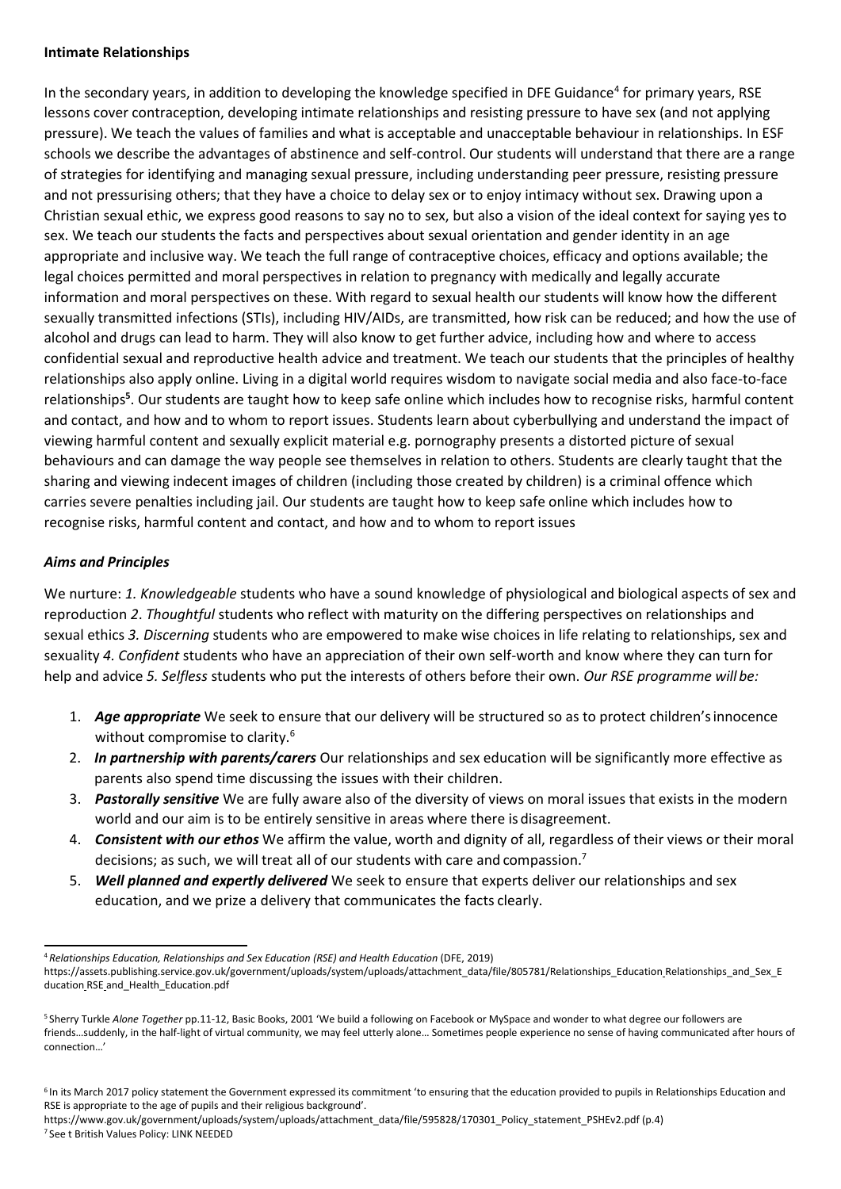**Intimate Relationships**

In the secondary years, in addition to developing the knowledge specified in DFE Guidance[4] for primary years, RSE lessons cover contraception, developing intimate relationships and resisting pressure to have sex (and not applying pressure). We teach the values of families and what is acceptable and unacceptable behaviour in relationships. In ESF schools we describe the advantages of abstinence and self-control. Our students will understand that there are a range of strategies for identifying and managing sexual pressure, including understanding peer pressure, resisting pressure and not pressurising others; that they have a choice to delay sex or to enjoy intimacy without sex. Drawing upon a Christian sexual ethic, we express good reasons to say no to sex, but also a vision of the ideal context for saying yes to sex. We teach our students the facts and perspectives about sexual orientation and gender identity in an age appropriate and inclusive way. We teach the full range of contraceptive choices, efficacy and options available; the legal choices permitted and moral perspectives in relation to pregnancy with medically and legally accurate information and moral perspectives on these. With regard to sexual health our students will know how the different sexually transmitted infections (STIs), including HIV/AIDs, are transmitted, how risk can be reduced; and how the use of alcohol and drugs can lead to harm. They will also know to get further advice, including how and where to access confidential sexual and reproductive health advice and treatment. We teach our students that the principles of healthy relationships also apply online. Living in a digital world requires wisdom to navigate social media and also face-to-face relationships[5]. Our students are taught how to keep safe online which includes how to recognise risks, harmful content and contact, and how and to whom to report issues. Students learn about cyberbullying and understand the impact of viewing harmful content and sexually explicit material e.g. pornography presents a distorted picture of sexual behaviours and can damage the way people see themselves in relation to others. Students are clearly taught that the sharing and viewing indecent images of children (including those created by children) is a criminal offence which carries severe penalties including jail. Our students are taught how to keep safe online which includes how to recognise risks, harmful content and contact, and how and to whom to report issues

***Aims and Principles***

We nurture: *1. Knowledgeable* students who have a sound knowledge of physiological and biological aspects of sex and reproduction *2*. *Thoughtful* students who reflect with maturity on the differing perspectives on relationships and sexual ethics *3. Discerning* students who are empowered to make wise choices in life relating to relationships, sex and sexuality *4. Confident* students who have an appreciation of their own self-worth and know where they can turn for help and advice *5. Selfless* students who put the interests of others before their own. *Our RSE programme will be:*

1. ***Age appropriate*** We seek to ensure that our delivery will be structured so as to protect children's innocence without compromise to clarity.[6]
2. ***In partnership with parents/carers*** Our relationships and sex education will be significantly more effective as parents also spend time discussing the issues with their children.
3. ***Pastorally sensitive*** We are fully aware also of the diversity of views on moral issues that exists in the modern world and our aim is to be entirely sensitive in areas where there is disagreement.
4. ***Consistent with our ethos*** We affirm the value, worth and dignity of all, regardless of their views or their moral decisions; as such, we will treat all of our students with care and compassion.[7]
5. ***Well planned and expertly delivered*** We seek to ensure that experts deliver our relationships and sex education, and we prize a delivery that communicates the facts clearly.

---

[4] *Relationships Education, Relationships and Sex Education (RSE) and Health Education* (DFE, 2019) https://assets.publishing.service.gov.uk/government/uploads/system/uploads/attachment_data/file/805781/Relationships_Education_Relationships_and_Sex_Education_RSE_and_Health_Education.pdf

[5] Sherry Turkle *Alone Together* pp.11-12, Basic Books, 2001 'We build a following on Facebook or MySpace and wonder to what degree our followers are friends…suddenly, in the half-light of virtual community, we may feel utterly alone… Sometimes people experience no sense of having communicated after hours of connection…'

[6] In its March 2017 policy statement the Government expressed its commitment 'to ensuring that the education provided to pupils in Relationships Education and RSE is appropriate to the age of pupils and their religious background'. https://www.gov.uk/government/uploads/system/uploads/attachment_data/file/595828/170301_Policy_statement_PSHEv2.pdf (p.4)

[7] See t British Values Policy: LINK NEEDED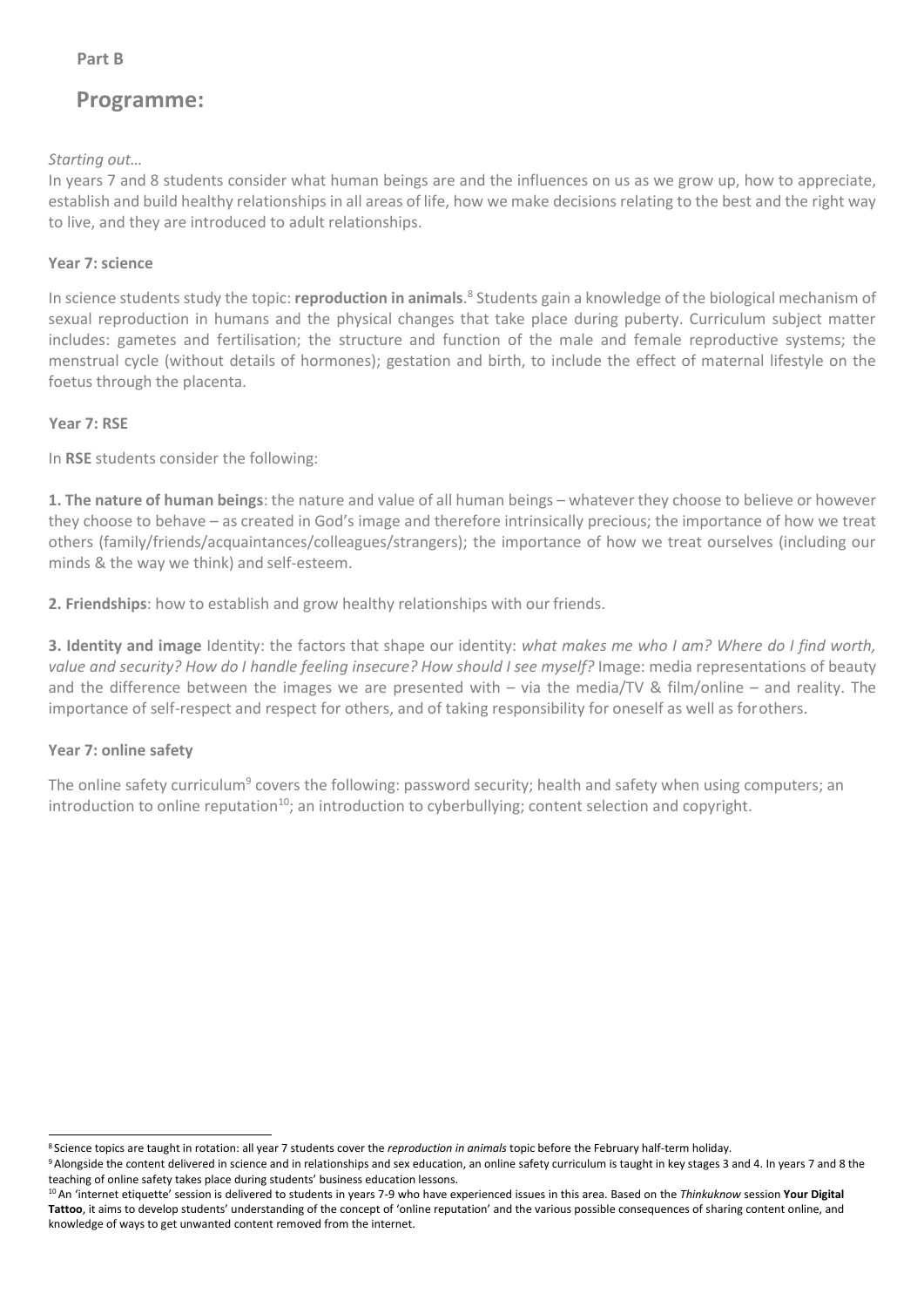**Part B**

## Programme:

*Starting out…*

In years 7 and 8 students consider what human beings are and the influences on us as we grow up, how to appreciate, establish and build healthy relationships in all areas of life, how we make decisions relating to the best and the right way to live, and they are introduced to adult relationships.

### Year 7: science

In science students study the topic: **reproduction in animals**.[8] Students gain a knowledge of the biological mechanism of sexual reproduction in humans and the physical changes that take place during puberty. Curriculum subject matter includes: gametes and fertilisation; the structure and function of the male and female reproductive systems; the menstrual cycle (without details of hormones); gestation and birth, to include the effect of maternal lifestyle on the foetus through the placenta.

### Year 7: RSE

In **RSE** students consider the following:

**1. The nature of human beings**: the nature and value of all human beings – whatever they choose to believe or however they choose to behave – as created in God's image and therefore intrinsically precious; the importance of how we treat others (family/friends/acquaintances/colleagues/strangers); the importance of how we treat ourselves (including our minds & the way we think) and self-esteem.

**2. Friendships**: how to establish and grow healthy relationships with our friends.

**3. Identity and image** Identity: the factors that shape our identity: *what makes me who I am? Where do I find worth, value and security? How do I handle feeling insecure? How should I see myself?* Image: media representations of beauty and the difference between the images we are presented with – via the media/TV & film/online – and reality. The importance of self-respect and respect for others, and of taking responsibility for oneself as well as for others.

### Year 7: online safety

The online safety curriculum[9] covers the following: password security; health and safety when using computers; an introduction to online reputation[10]; an introduction to cyberbullying; content selection and copyright.

---

[8] Science topics are taught in rotation: all year 7 students cover the *reproduction in animals* topic before the February half-term holiday.

[9] Alongside the content delivered in science and in relationships and sex education, an online safety curriculum is taught in key stages 3 and 4. In years 7 and 8 the teaching of online safety takes place during students' business education lessons.

[10] An 'internet etiquette' session is delivered to students in years 7-9 who have experienced issues in this area. Based on the *Thinkuknow* session **Your Digital Tattoo**, it aims to develop students' understanding of the concept of 'online reputation' and the various possible consequences of sharing content online, and knowledge of ways to get unwanted content removed from the internet.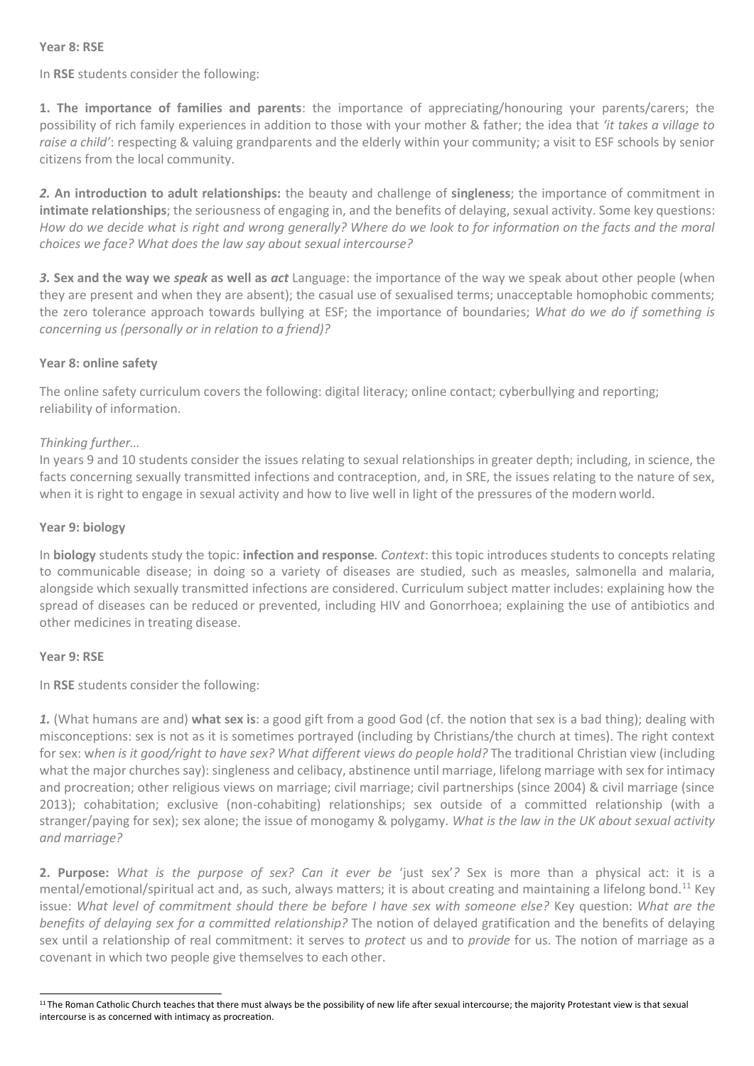**Year 8: RSE**

In **RSE** students consider the following:

**1. The importance of families and parents**: the importance of appreciating/honouring your parents/carers; the possibility of rich family experiences in addition to those with your mother & father; the idea that *'it takes a village to raise a child'*: respecting & valuing grandparents and the elderly within your community; a visit to ESF schools by senior citizens from the local community.

***2.* An introduction to adult relationships:** the beauty and challenge of **singleness**; the importance of commitment in **intimate relationships**; the seriousness of engaging in, and the benefits of delaying, sexual activity. Some key questions: *How do we decide what is right and wrong generally? Where do we look to for information on the facts and the moral choices we face? What does the law say about sexual intercourse?*

***3.* Sex and the way we *speak* as well as *act*** Language: the importance of the way we speak about other people (when they are present and when they are absent); the casual use of sexualised terms; unacceptable homophobic comments; the zero tolerance approach towards bullying at ESF; the importance of boundaries; *What do we do if something is concerning us (personally or in relation to a friend)?*

**Year 8: online safety**

The online safety curriculum covers the following: digital literacy; online contact; cyberbullying and reporting; reliability of information.

*Thinking further…*
In years 9 and 10 students consider the issues relating to sexual relationships in greater depth; including, in science, the facts concerning sexually transmitted infections and contraception, and, in SRE, the issues relating to the nature of sex, when it is right to engage in sexual activity and how to live well in light of the pressures of the modern world.

**Year 9: biology**

In **biology** students study the topic: **infection and response**. *Context*: this topic introduces students to concepts relating to communicable disease; in doing so a variety of diseases are studied, such as measles, salmonella and malaria, alongside which sexually transmitted infections are considered. Curriculum subject matter includes: explaining how the spread of diseases can be reduced or prevented, including HIV and Gonorrhoea; explaining the use of antibiotics and other medicines in treating disease.

**Year 9: RSE**

In **RSE** students consider the following:

***1.*** (What humans are and) **what sex is**: a good gift from a good God (cf. the notion that sex is a bad thing); dealing with misconceptions: sex is not as it is sometimes portrayed (including by Christians/the church at times). The right context for sex: w*hen is it good/right to have sex? What different views do people hold?* The traditional Christian view (including what the major churches say): singleness and celibacy, abstinence until marriage, lifelong marriage with sex for intimacy and procreation; other religious views on marriage; civil marriage; civil partnerships (since 2004) & civil marriage (since 2013); cohabitation; exclusive (non-cohabiting) relationships; sex outside of a committed relationship (with a stranger/paying for sex); sex alone; the issue of monogamy & polygamy. *What is the law in the UK about sexual activity and marriage?*

**2. Purpose:** *What is the purpose of sex? Can it ever be* 'just sex'*?* Sex is more than a physical act: it is a mental/emotional/spiritual act and, as such, always matters; it is about creating and maintaining a lifelong bond.[11] Key issue: *What level of commitment should there be before I have sex with someone else?* Key question: *What are the benefits of delaying sex for a committed relationship?* The notion of delayed gratification and the benefits of delaying sex until a relationship of real commitment: it serves to *protect* us and to *provide* for us. The notion of marriage as a covenant in which two people give themselves to each other.

[11] The Roman Catholic Church teaches that there must always be the possibility of new life after sexual intercourse; the majority Protestant view is that sexual intercourse is as concerned with intimacy as procreation.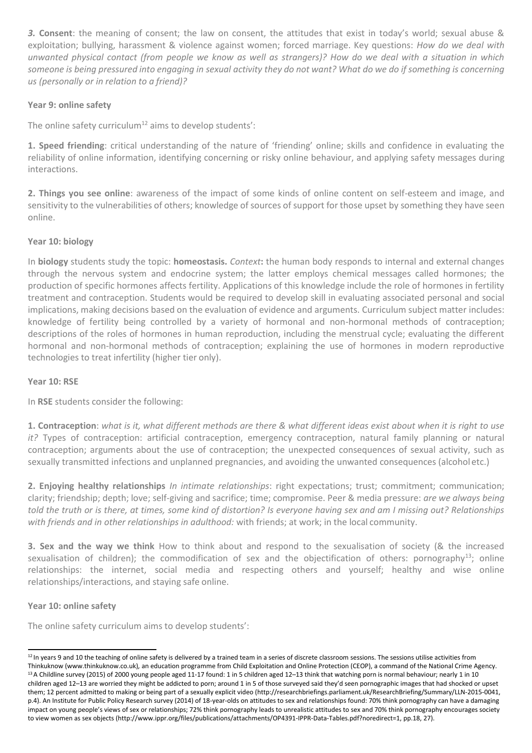***3.* Consent**: the meaning of consent; the law on consent, the attitudes that exist in today's world; sexual abuse & exploitation; bullying, harassment & violence against women; forced marriage. Key questions: *How do we deal with unwanted physical contact (from people we know as well as strangers)? How do we deal with a situation in which someone is being pressured into engaging in sexual activity they do not want? What do we do if something is concerning us (personally or in relation to a friend)?*

**Year 9: online safety**

The online safety curriculum[12] aims to develop students':

**1. Speed friending**: critical understanding of the nature of 'friending' online; skills and confidence in evaluating the reliability of online information, identifying concerning or risky online behaviour, and applying safety messages during interactions.

**2. Things you see online**: awareness of the impact of some kinds of online content on self-esteem and image, and sensitivity to the vulnerabilities of others; knowledge of sources of support for those upset by something they have seen online.

**Year 10: biology**

In **biology** students study the topic: **homeostasis.** *Context***:** the human body responds to internal and external changes through the nervous system and endocrine system; the latter employs chemical messages called hormones; the production of specific hormones affects fertility. Applications of this knowledge include the role of hormones in fertility treatment and contraception. Students would be required to develop skill in evaluating associated personal and social implications, making decisions based on the evaluation of evidence and arguments. Curriculum subject matter includes: knowledge of fertility being controlled by a variety of hormonal and non-hormonal methods of contraception; descriptions of the roles of hormones in human reproduction, including the menstrual cycle; evaluating the different hormonal and non-hormonal methods of contraception; explaining the use of hormones in modern reproductive technologies to treat infertility (higher tier only).

**Year 10: RSE**

In **RSE** students consider the following:

**1. Contraception**: *what is it, what different methods are there & what different ideas exist about when it is right to use it?* Types of contraception: artificial contraception, emergency contraception, natural family planning or natural contraception; arguments about the use of contraception; the unexpected consequences of sexual activity, such as sexually transmitted infections and unplanned pregnancies, and avoiding the unwanted consequences (alcohol etc.)

**2. Enjoying healthy relationships** *In intimate relationships*: right expectations; trust; commitment; communication; clarity; friendship; depth; love; self-giving and sacrifice; time; compromise. Peer & media pressure: *are we always being told the truth or is there, at times, some kind of distortion? Is everyone having sex and am I missing out? Relationships with friends and in other relationships in adulthood:* with friends; at work; in the local community.

**3. Sex and the way we think** How to think about and respond to the sexualisation of society (& the increased sexualisation of children); the commodification of sex and the objectification of others: pornography[13]; online relationships: the internet, social media and respecting others and yourself; healthy and wise online relationships/interactions, and staying safe online.

**Year 10: online safety**

The online safety curriculum aims to develop students':

---

[12] In years 9 and 10 the teaching of online safety is delivered by a trained team in a series of discrete classroom sessions. The sessions utilise activities from Thinkuknow (www.thinkuknow.co.uk), an education programme from Child Exploitation and Online Protection (CEOP), a command of the National Crime Agency.

[13] A Childline survey (2015) of 2000 young people aged 11-17 found: 1 in 5 children aged 12–13 think that watching porn is normal behaviour; nearly 1 in 10 children aged 12–13 are worried they might be addicted to porn; around 1 in 5 of those surveyed said they'd seen pornographic images that had shocked or upset them; 12 percent admitted to making or being part of a sexually explicit video (http://researchbriefings.parliament.uk/ResearchBriefing/Summary/LLN-2015-0041, p.4). An Institute for Public Policy Research survey (2014) of 18-year-olds on attitudes to sex and relationships found: 70% think pornography can have a damaging impact on young people's views of sex or relationships; 72% think pornography leads to unrealistic attitudes to sex and 70% think pornography encourages society to view women as sex objects (http://www.ippr.org/files/publications/attachments/OP4391-IPPR-Data-Tables.pdf?noredirect=1, pp.18, 27).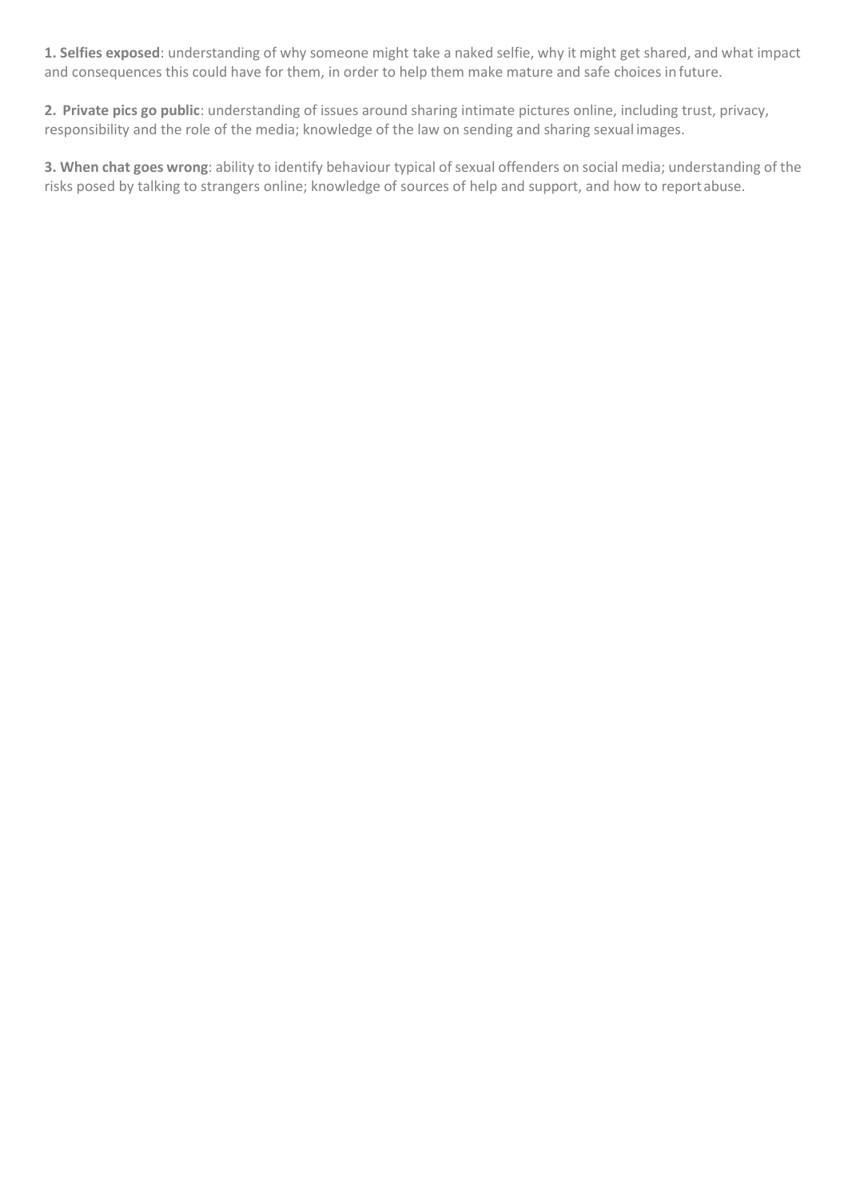**1. Selfies exposed**: understanding of why someone might take a naked selfie, why it might get shared, and what impact and consequences this could have for them, in order to help them make mature and safe choices in future.

**2. Private pics go public**: understanding of issues around sharing intimate pictures online, including trust, privacy, responsibility and the role of the media; knowledge of the law on sending and sharing sexual images.

**3. When chat goes wrong**: ability to identify behaviour typical of sexual offenders on social media; understanding of the risks posed by talking to strangers online; knowledge of sources of help and support, and how to report abuse.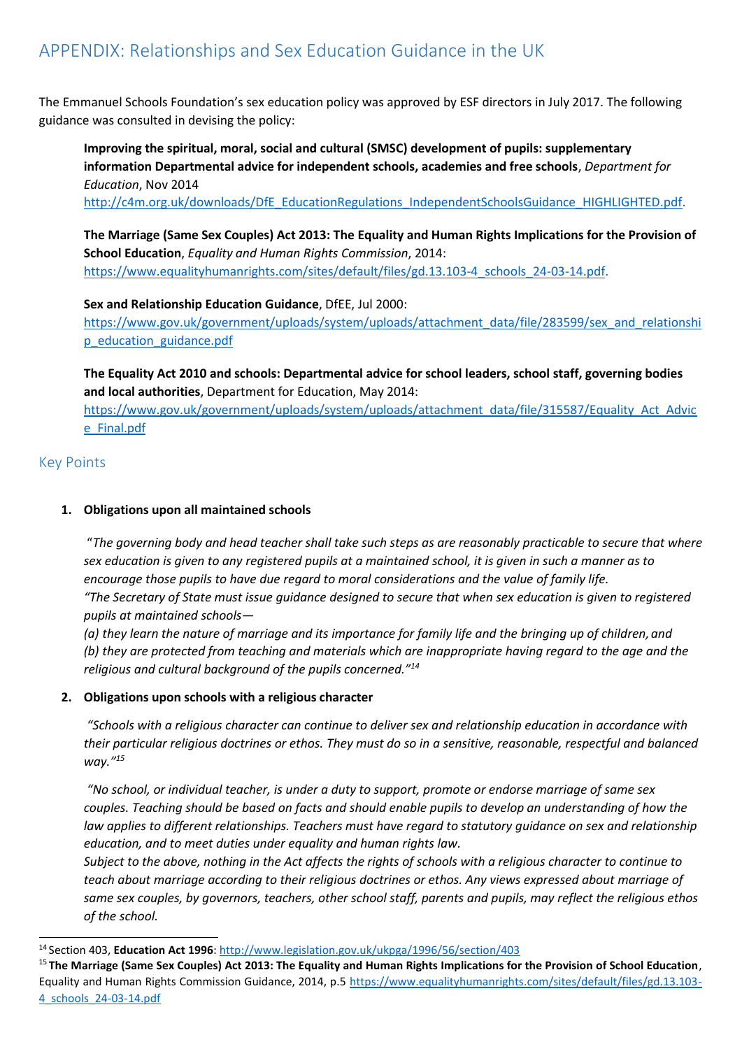# APPENDIX: Relationships and Sex Education Guidance in the UK

The Emmanuel Schools Foundation's sex education policy was approved by ESF directors in July 2017. The following guidance was consulted in devising the policy:

> **Improving the spiritual, moral, social and cultural (SMSC) development of pupils: supplementary information Departmental advice for independent schools, academies and free schools**, *Department for Education*, Nov 2014
> http://c4m.org.uk/downloads/DfE_EducationRegulations_IndependentSchoolsGuidance_HIGHLIGHTED.pdf.
>
> **The Marriage (Same Sex Couples) Act 2013: The Equality and Human Rights Implications for the Provision of School Education**, *Equality and Human Rights Commission*, 2014:
> https://www.equalityhumanrights.com/sites/default/files/gd.13.103-4_schools_24-03-14.pdf.
>
> **Sex and Relationship Education Guidance**, DfEE, Jul 2000:
> https://www.gov.uk/government/uploads/system/uploads/attachment_data/file/283599/sex_and_relationship_education_guidance.pdf
>
> **The Equality Act 2010 and schools: Departmental advice for school leaders, school staff, governing bodies and local authorities**, Department for Education, May 2014:
> https://www.gov.uk/government/uploads/system/uploads/attachment_data/file/315587/Equality_Act_Advice_Final.pdf

## Key Points

1. **Obligations upon all maintained schools**

   *"The governing body and head teacher shall take such steps as are reasonably practicable to secure that where sex education is given to any registered pupils at a maintained school, it is given in such a manner as to encourage those pupils to have due regard to moral considerations and the value of family life.*
   *"The Secretary of State must issue guidance designed to secure that when sex education is given to registered pupils at maintained schools—*
   *(a) they learn the nature of marriage and its importance for family life and the bringing up of children, and*
   *(b) they are protected from teaching and materials which are inappropriate having regard to the age and the religious and cultural background of the pupils concerned."*[14]

2. **Obligations upon schools with a religious character**

   *"Schools with a religious character can continue to deliver sex and relationship education in accordance with their particular religious doctrines or ethos. They must do so in a sensitive, reasonable, respectful and balanced way."*[15]

   *"No school, or individual teacher, is under a duty to support, promote or endorse marriage of same sex couples. Teaching should be based on facts and should enable pupils to develop an understanding of how the law applies to different relationships. Teachers must have regard to statutory guidance on sex and relationship education, and to meet duties under equality and human rights law.*
   *Subject to the above, nothing in the Act affects the rights of schools with a religious character to continue to teach about marriage according to their religious doctrines or ethos. Any views expressed about marriage of same sex couples, by governors, teachers, other school staff, parents and pupils, may reflect the religious ethos of the school.*

---

[14] Section 403, **Education Act 1996**: http://www.legislation.gov.uk/ukpga/1996/56/section/403

[15] **The Marriage (Same Sex Couples) Act 2013: The Equality and Human Rights Implications for the Provision of School Education**, Equality and Human Rights Commission Guidance, 2014, p.5 https://www.equalityhumanrights.com/sites/default/files/gd.13.103-4_schools_24-03-14.pdf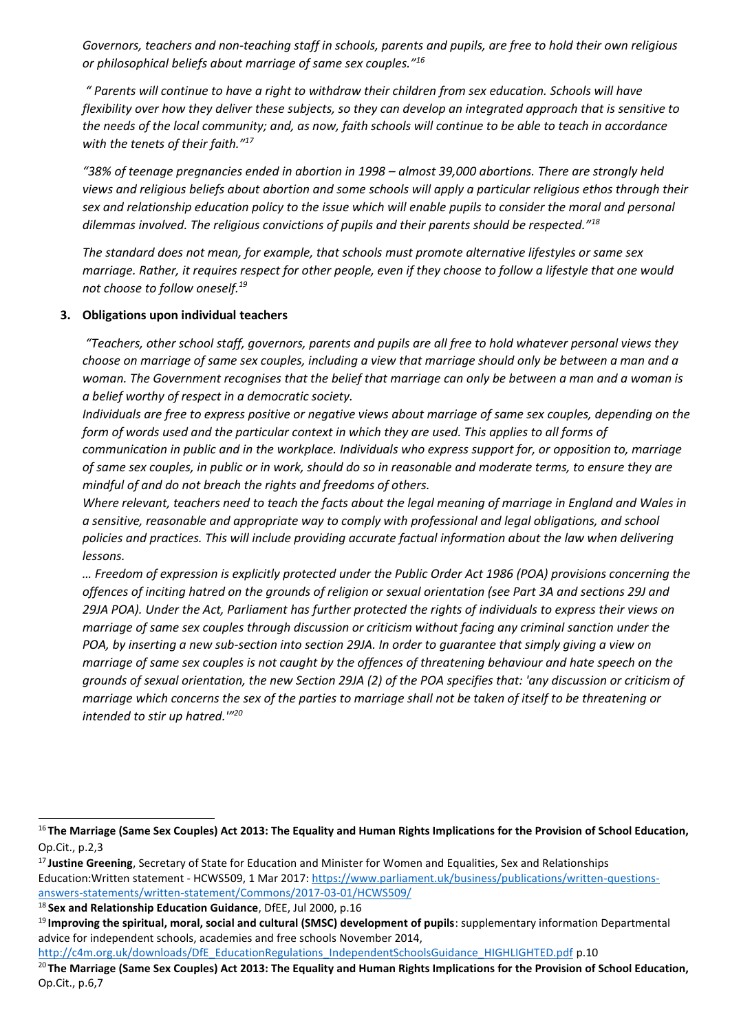*Governors, teachers and non-teaching staff in schools, parents and pupils, are free to hold their own religious or philosophical beliefs about marriage of same sex couples."*[16]

*" Parents will continue to have a right to withdraw their children from sex education. Schools will have flexibility over how they deliver these subjects, so they can develop an integrated approach that is sensitive to the needs of the local community; and, as now, faith schools will continue to be able to teach in accordance with the tenets of their faith."*[17]

*"38% of teenage pregnancies ended in abortion in 1998 – almost 39,000 abortions. There are strongly held views and religious beliefs about abortion and some schools will apply a particular religious ethos through their sex and relationship education policy to the issue which will enable pupils to consider the moral and personal dilemmas involved. The religious convictions of pupils and their parents should be respected."*[18]

*The standard does not mean, for example, that schools must promote alternative lifestyles or same sex marriage. Rather, it requires respect for other people, even if they choose to follow a lifestyle that one would not choose to follow oneself.*[19]

**3. Obligations upon individual teachers**

*"Teachers, other school staff, governors, parents and pupils are all free to hold whatever personal views they choose on marriage of same sex couples, including a view that marriage should only be between a man and a woman. The Government recognises that the belief that marriage can only be between a man and a woman is a belief worthy of respect in a democratic society.*
*Individuals are free to express positive or negative views about marriage of same sex couples, depending on the form of words used and the particular context in which they are used. This applies to all forms of communication in public and in the workplace. Individuals who express support for, or opposition to, marriage of same sex couples, in public or in work, should do so in reasonable and moderate terms, to ensure they are mindful of and do not breach the rights and freedoms of others.*
*Where relevant, teachers need to teach the facts about the legal meaning of marriage in England and Wales in a sensitive, reasonable and appropriate way to comply with professional and legal obligations, and school policies and practices. This will include providing accurate factual information about the law when delivering lessons.*
*… Freedom of expression is explicitly protected under the Public Order Act 1986 (POA) provisions concerning the offences of inciting hatred on the grounds of religion or sexual orientation (see Part 3A and sections 29J and 29JA POA). Under the Act, Parliament has further protected the rights of individuals to express their views on marriage of same sex couples through discussion or criticism without facing any criminal sanction under the POA, by inserting a new sub-section into section 29JA. In order to guarantee that simply giving a view on marriage of same sex couples is not caught by the offences of threatening behaviour and hate speech on the grounds of sexual orientation, the new Section 29JA (2) of the POA specifies that: 'any discussion or criticism of marriage which concerns the sex of the parties to marriage shall not be taken of itself to be threatening or intended to stir up hatred.'"*[20]

---

[16] **The Marriage (Same Sex Couples) Act 2013: The Equality and Human Rights Implications for the Provision of School Education,** Op.Cit., p.2,3

[17] **Justine Greening**, Secretary of State for Education and Minister for Women and Equalities, Sex and Relationships Education:Written statement - HCWS509, 1 Mar 2017: https://www.parliament.uk/business/publications/written-questions-answers-statements/written-statement/Commons/2017-03-01/HCWS509/

[18] **Sex and Relationship Education Guidance**, DfEE, Jul 2000, p.16

[19] **Improving the spiritual, moral, social and cultural (SMSC) development of pupils**: supplementary information Departmental advice for independent schools, academies and free schools November 2014, http://c4m.org.uk/downloads/DfE_EducationRegulations_IndependentSchoolsGuidance_HIGHLIGHTED.pdf p.10

[20] **The Marriage (Same Sex Couples) Act 2013: The Equality and Human Rights Implications for the Provision of School Education,** Op.Cit., p.6,7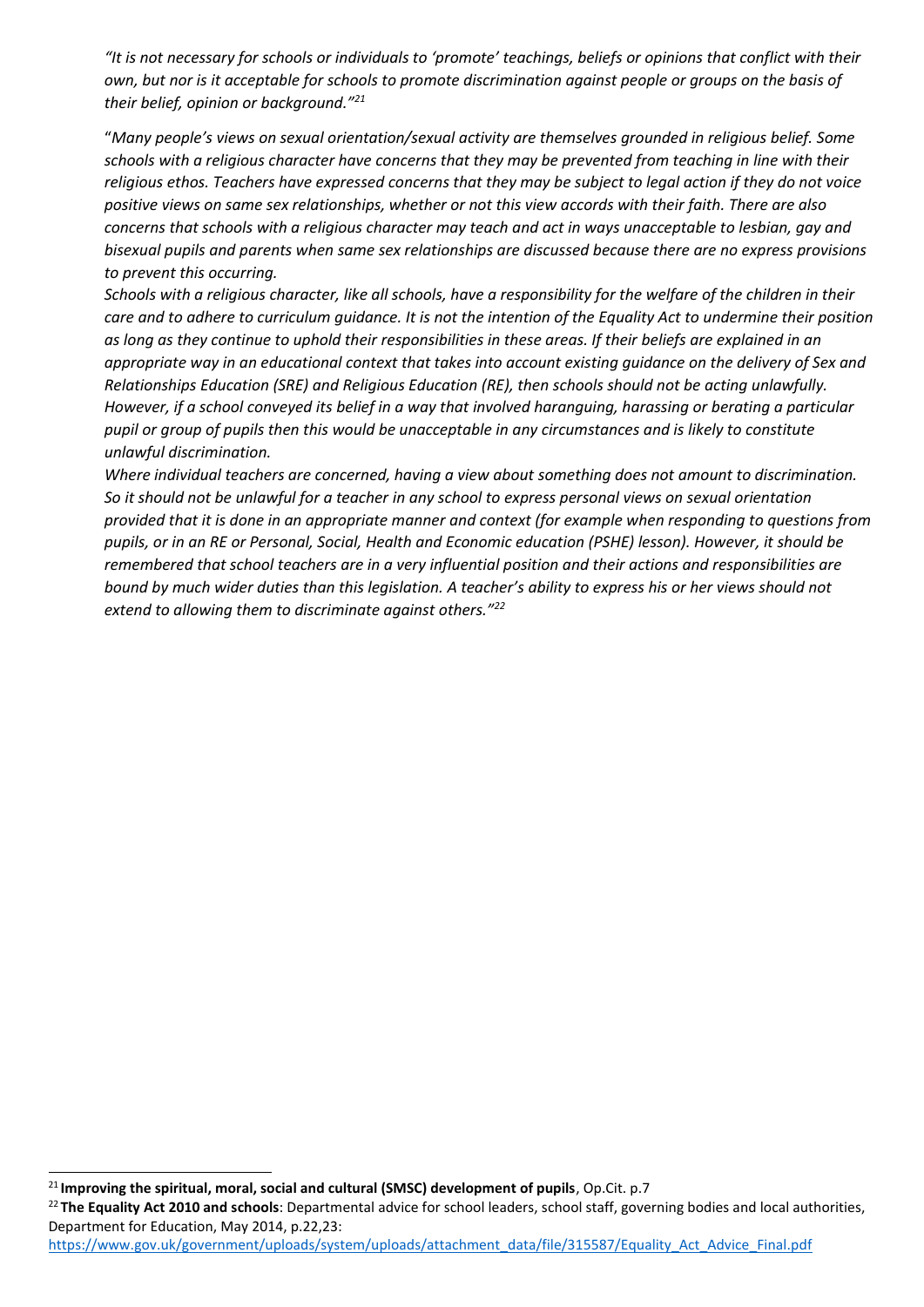*"It is not necessary for schools or individuals to 'promote' teachings, beliefs or opinions that conflict with their own, but nor is it acceptable for schools to promote discrimination against people or groups on the basis of their belief, opinion or background."*[21]

"*Many people's views on sexual orientation/sexual activity are themselves grounded in religious belief. Some schools with a religious character have concerns that they may be prevented from teaching in line with their religious ethos. Teachers have expressed concerns that they may be subject to legal action if they do not voice positive views on same sex relationships, whether or not this view accords with their faith. There are also concerns that schools with a religious character may teach and act in ways unacceptable to lesbian, gay and bisexual pupils and parents when same sex relationships are discussed because there are no express provisions to prevent this occurring.*

*Schools with a religious character, like all schools, have a responsibility for the welfare of the children in their care and to adhere to curriculum guidance. It is not the intention of the Equality Act to undermine their position as long as they continue to uphold their responsibilities in these areas. If their beliefs are explained in an appropriate way in an educational context that takes into account existing guidance on the delivery of Sex and Relationships Education (SRE) and Religious Education (RE), then schools should not be acting unlawfully. However, if a school conveyed its belief in a way that involved haranguing, harassing or berating a particular pupil or group of pupils then this would be unacceptable in any circumstances and is likely to constitute unlawful discrimination.*

*Where individual teachers are concerned, having a view about something does not amount to discrimination. So it should not be unlawful for a teacher in any school to express personal views on sexual orientation provided that it is done in an appropriate manner and context (for example when responding to questions from pupils, or in an RE or Personal, Social, Health and Economic education (PSHE) lesson). However, it should be remembered that school teachers are in a very influential position and their actions and responsibilities are bound by much wider duties than this legislation. A teacher's ability to express his or her views should not extend to allowing them to discriminate against others."*[22]

---

[21] **Improving the spiritual, moral, social and cultural (SMSC) development of pupils**, Op.Cit. p.7

[22] **The Equality Act 2010 and schools**: Departmental advice for school leaders, school staff, governing bodies and local authorities, Department for Education, May 2014, p.22,23: https://www.gov.uk/government/uploads/system/uploads/attachment_data/file/315587/Equality_Act_Advice_Final.pdf